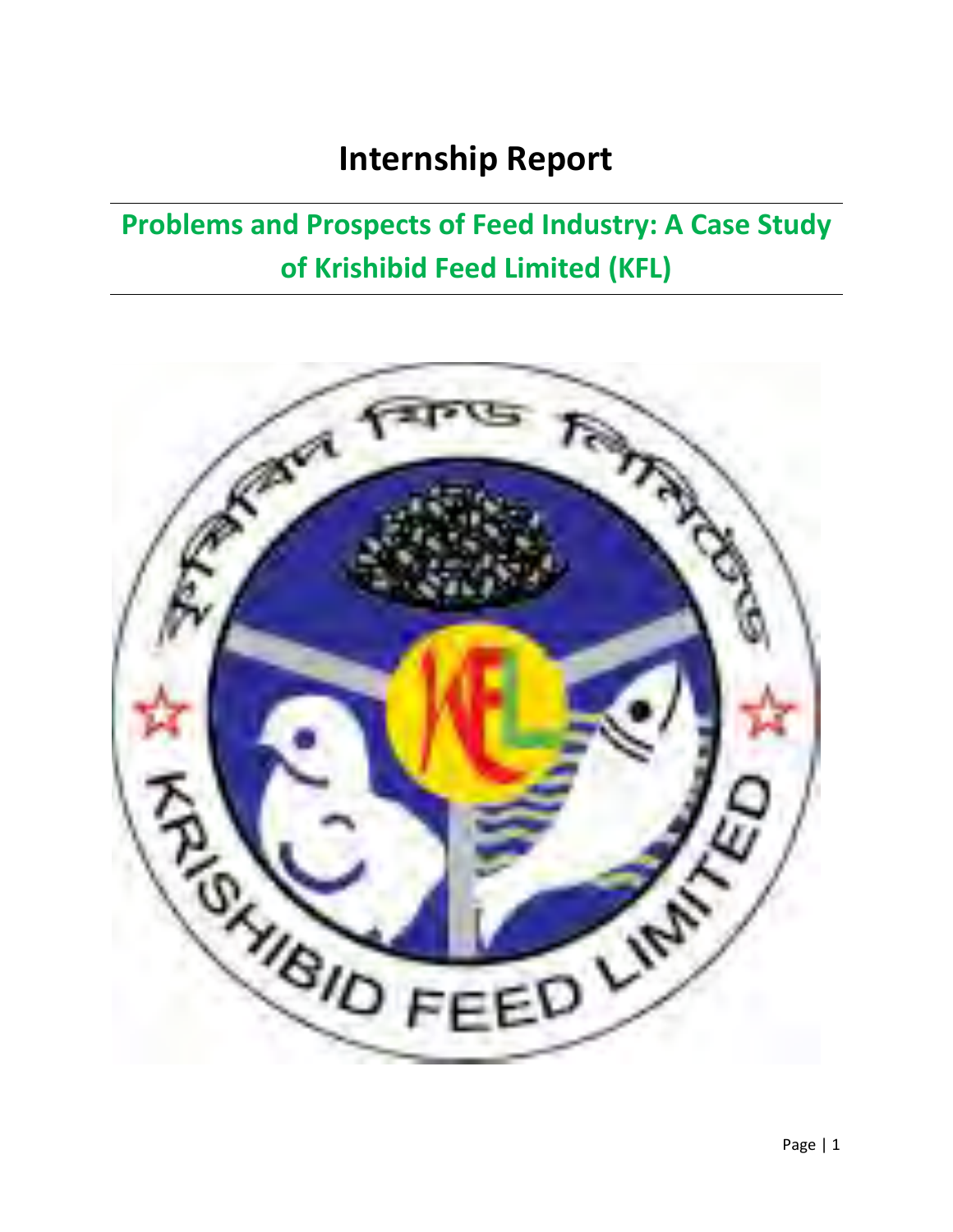# Internship Report

## Problems and Prospects of Feed Industry: A Case Study of Krishibid Feed Limited (KFL)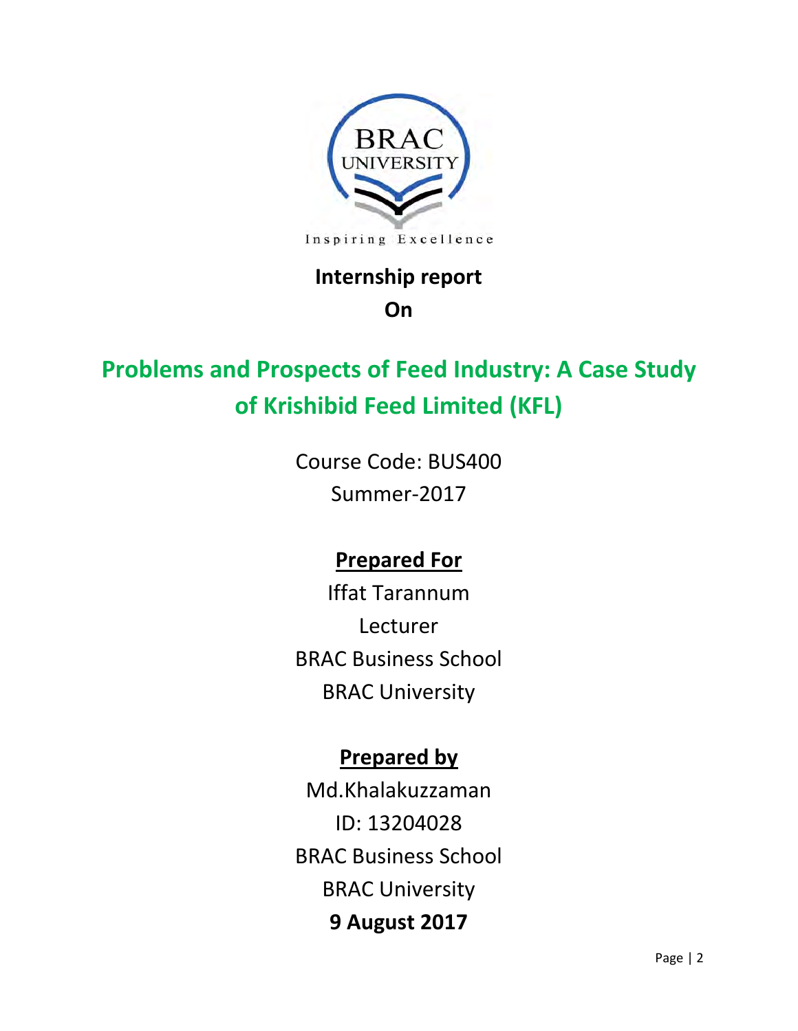BRAC UNIVERSITY

Inspiring Excellence

**Internship report**

**On**

# Problems and Prospects of Feed Industry: A Case Study of Krishibid Feed Limited (KFL)

Course Code: BUS400

Summer-2017

**Prepared For**

Iffat Tarannum

Lecturer

BRAC Business School

BRAC University

**Prepared by**

Md.Khalakuzzaman

ID: 13204028

BRAC Business School

BRAC University

**9 August 2017**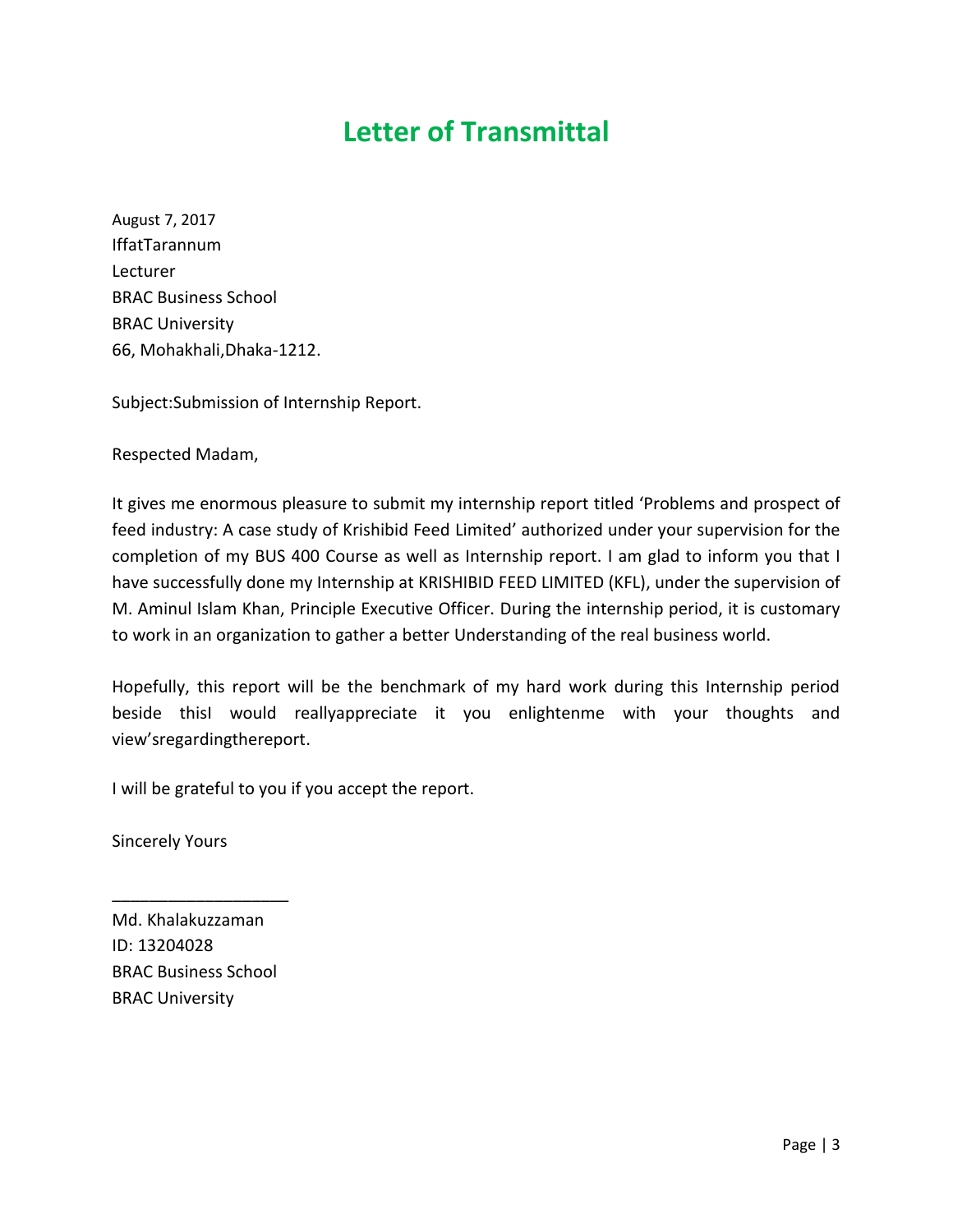# Letter of Transmittal

August 7, 2017
IffatTarannum
Lecturer
BRAC Business School
BRAC University
66, Mohakhali,Dhaka-1212.

Subject:Submission of Internship Report.

Respected Madam,

It gives me enormous pleasure to submit my internship report titled 'Problems and prospect of feed industry: A case study of Krishibid Feed Limited' authorized under your supervision for the completion of my BUS 400 Course as well as Internship report. I am glad to inform you that I have successfully done my Internship at KRISHIBID FEED LIMITED (KFL), under the supervision of M. Aminul Islam Khan, Principle Executive Officer. During the internship period, it is customary to work in an organization to gather a better Understanding of the real business world.

Hopefully, this report will be the benchmark of my hard work during this Internship period beside thisI would reallyappreciate it you enlightenme with your thoughts and view'sregardingthereport.

I will be grateful to you if you accept the report.

Sincerely Yours

___________________

Md. Khalakuzzaman
ID: 13204028
BRAC Business School
BRAC University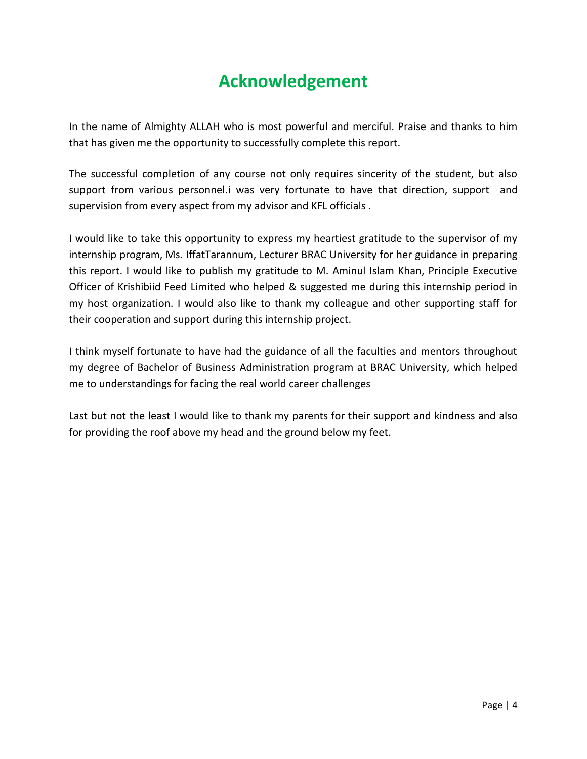# Acknowledgement

In the name of Almighty ALLAH who is most powerful and merciful. Praise and thanks to him that has given me the opportunity to successfully complete this report.

The successful completion of any course not only requires sincerity of the student, but also support from various personnel.i was very fortunate to have that direction, support and supervision from every aspect from my advisor and KFL officials .

I would like to take this opportunity to express my heartiest gratitude to the supervisor of my internship program, Ms. IffatTarannum, Lecturer BRAC University for her guidance in preparing this report. I would like to publish my gratitude to M. Aminul Islam Khan, Principle Executive Officer of Krishibiid Feed Limited who helped & suggested me during this internship period in my host organization. I would also like to thank my colleague and other supporting staff for their cooperation and support during this internship project.

I think myself fortunate to have had the guidance of all the faculties and mentors throughout my degree of Bachelor of Business Administration program at BRAC University, which helped me to understandings for facing the real world career challenges

Last but not the least I would like to thank my parents for their support and kindness and also for providing the roof above my head and the ground below my feet.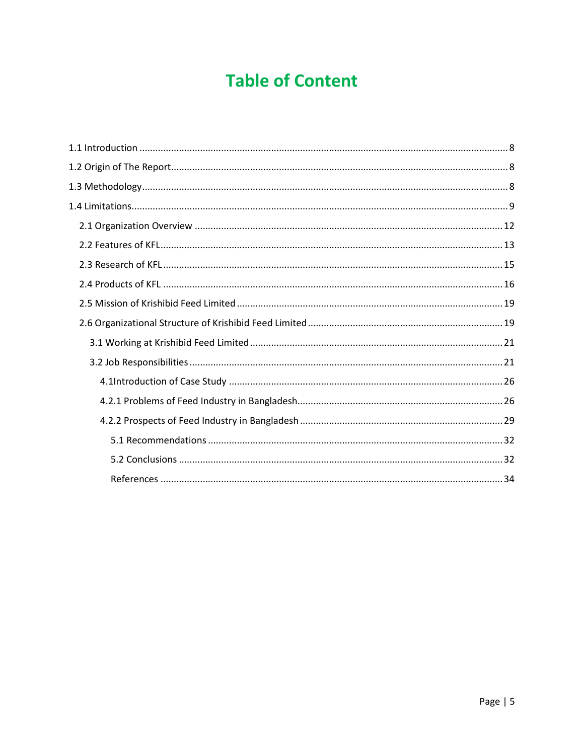# Table of Content

1.1 Introduction ........................................................................................................................ 8

1.2 Origin of The Report.............................................................................................................. 8

1.3 Methodology......................................................................................................................... 8

1.4 Limitations............................................................................................................................ 9

- 2.1 Organization Overview .................................................................................................... 12
- 2.2 Features of KFL................................................................................................................. 13
- 2.3 Research of KFL ................................................................................................................ 15
- 2.4 Products of KFL ................................................................................................................ 16
- 2.5 Mission of Krishibid Feed Limited .................................................................................... 19
- 2.6 Organizational Structure of Krishibid Feed Limited ......................................................... 19
  - 3.1 Working at Krishibid Feed Limited ............................................................................... 21
  - 3.2 Job Responsibilities ...................................................................................................... 21
    - 4.1Introduction of Case Study ........................................................................................ 26
    - 4.2.1 Problems of Feed Industry in Bangladesh............................................................. 26
    - 4.2.2 Prospects of Feed Industry in Bangladesh ............................................................ 29
      - 5.1 Recommendations ................................................................................................ 32
      - 5.2 Conclusions .......................................................................................................... 32
      - References ................................................................................................................ 34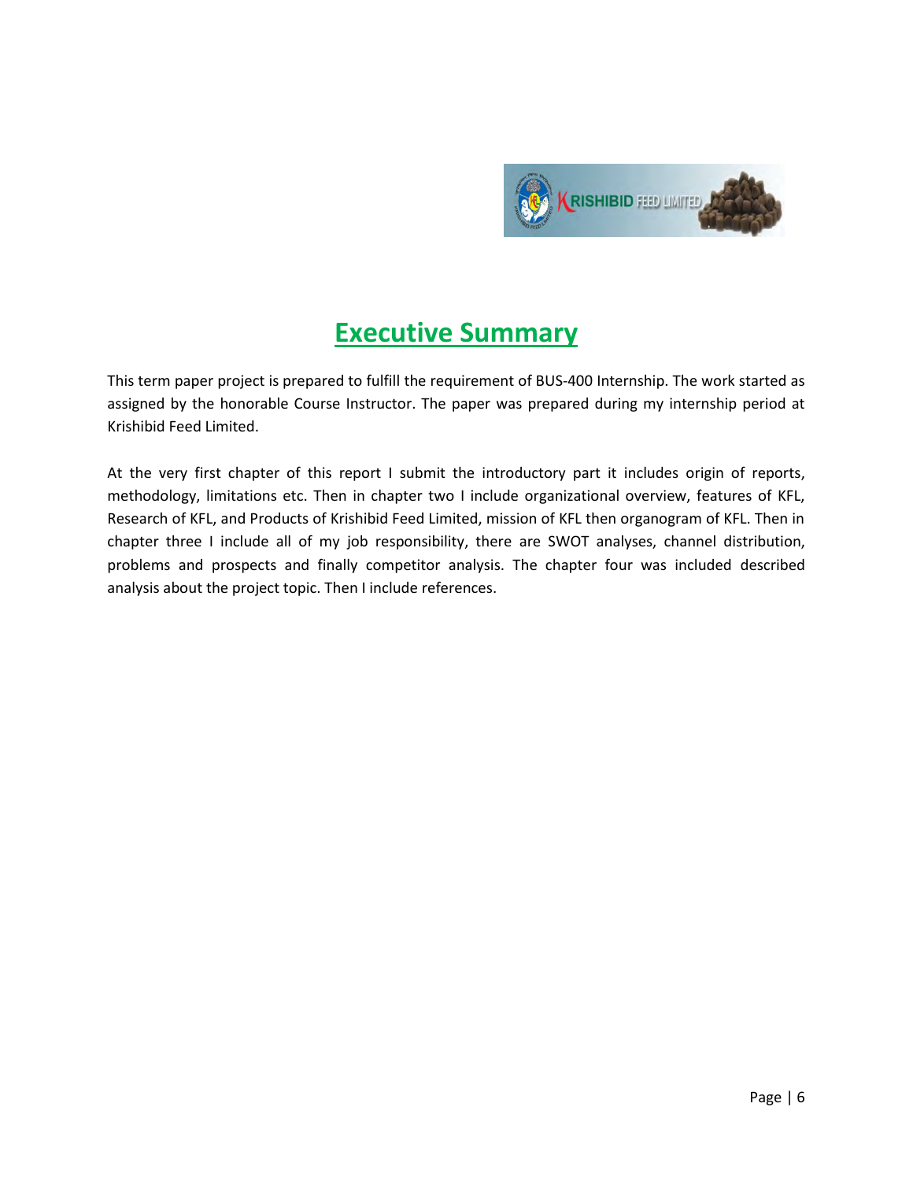# Executive Summary

This term paper project is prepared to fulfill the requirement of BUS-400 Internship. The work started as assigned by the honorable Course Instructor. The paper was prepared during my internship period at Krishibid Feed Limited.

At the very first chapter of this report I submit the introductory part it includes origin of reports, methodology, limitations etc. Then in chapter two I include organizational overview, features of KFL, Research of KFL, and Products of Krishibid Feed Limited, mission of KFL then organogram of KFL. Then in chapter three I include all of my job responsibility, there are SWOT analyses, channel distribution, problems and prospects and finally competitor analysis. The chapter four was included described analysis about the project topic. Then I include references.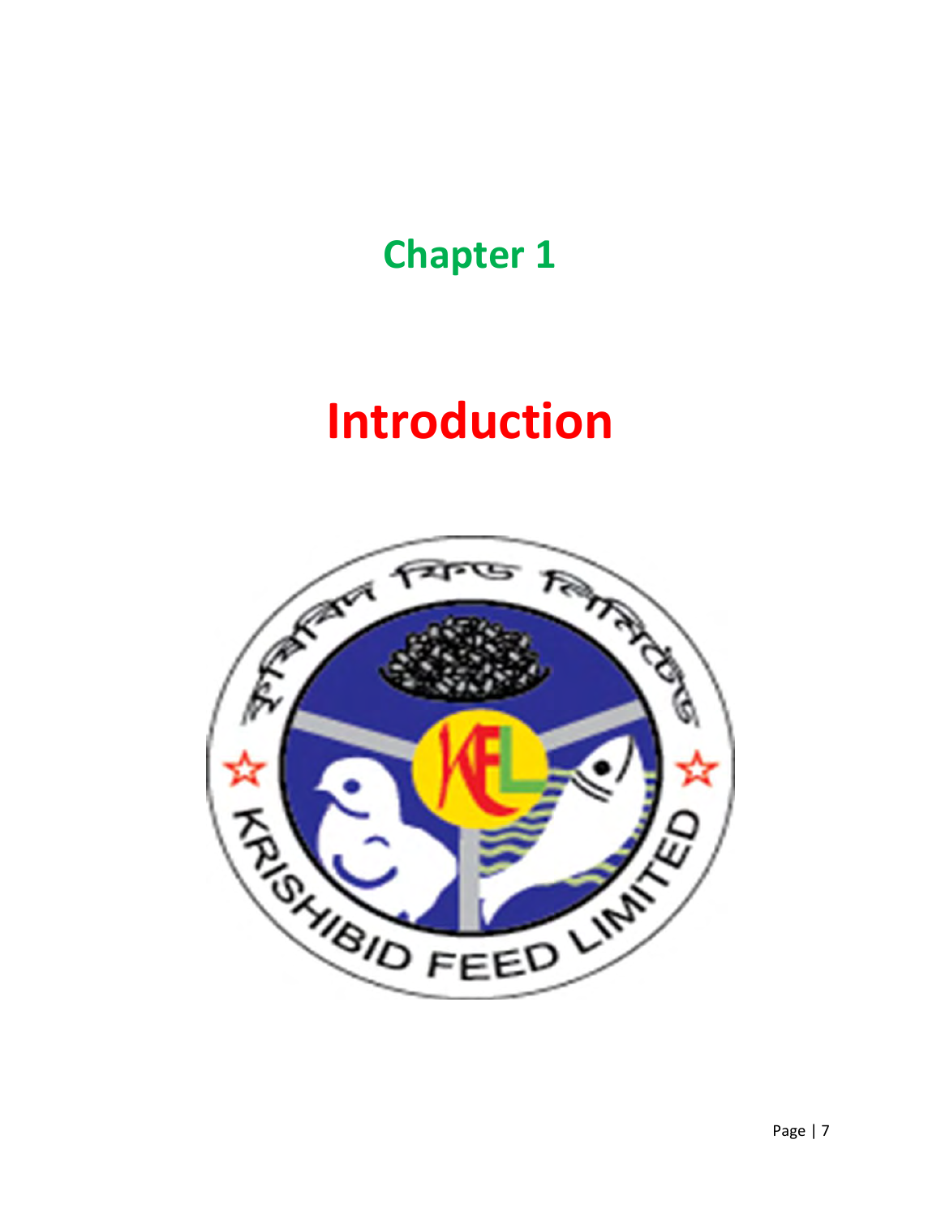# Chapter 1

# Introduction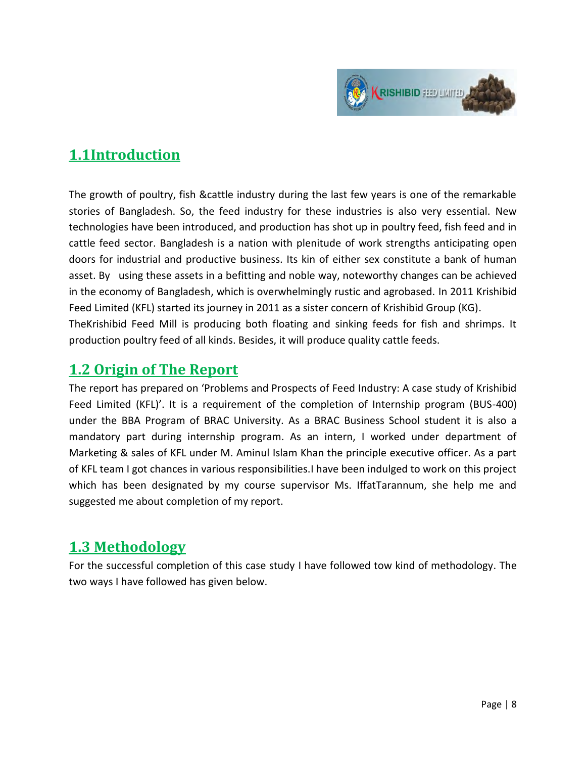## 1.1Introduction

The growth of poultry, fish &cattle industry during the last few years is one of the remarkable stories of Bangladesh. So, the feed industry for these industries is also very essential. New technologies have been introduced, and production has shot up in poultry feed, fish feed and in cattle feed sector. Bangladesh is a nation with plenitude of work strengths anticipating open doors for industrial and productive business. Its kin of either sex constitute a bank of human asset. By using these assets in a befitting and noble way, noteworthy changes can be achieved in the economy of Bangladesh, which is overwhelmingly rustic and agrobased. In 2011 Krishibid Feed Limited (KFL) started its journey in 2011 as a sister concern of Krishibid Group (KG). TheKrishibid Feed Mill is producing both floating and sinking feeds for fish and shrimps. It production poultry feed of all kinds. Besides, it will produce quality cattle feeds.

## 1.2 Origin of The Report

The report has prepared on 'Problems and Prospects of Feed Industry: A case study of Krishibid Feed Limited (KFL)'. It is a requirement of the completion of Internship program (BUS-400) under the BBA Program of BRAC University. As a BRAC Business School student it is also a mandatory part during internship program. As an intern, I worked under department of Marketing & sales of KFL under M. Aminul Islam Khan the principle executive officer. As a part of KFL team I got chances in various responsibilities.I have been indulged to work on this project which has been designated by my course supervisor Ms. IffatTarannum, she help me and suggested me about completion of my report.

## 1.3 Methodology

For the successful completion of this case study I have followed tow kind of methodology. The two ways I have followed has given below.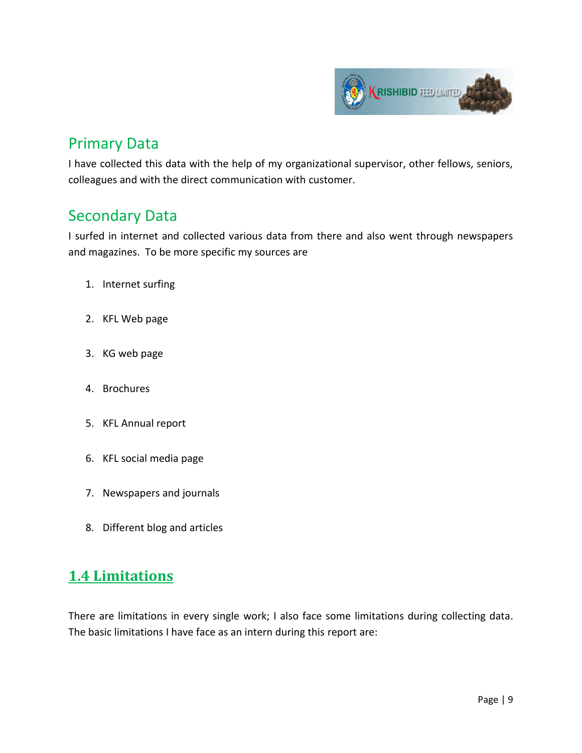## Primary Data

I have collected this data with the help of my organizational supervisor, other fellows, seniors, colleagues and with the direct communication with customer.

## Secondary Data

I surfed in internet and collected various data from there and also went through newspapers and magazines. To be more specific my sources are

1. Internet surfing
2. KFL Web page
3. KG web page
4. Brochures
5. KFL Annual report
6. KFL social media page
7. Newspapers and journals
8. Different blog and articles

## 1.4 Limitations

There are limitations in every single work; I also face some limitations during collecting data. The basic limitations I have face as an intern during this report are: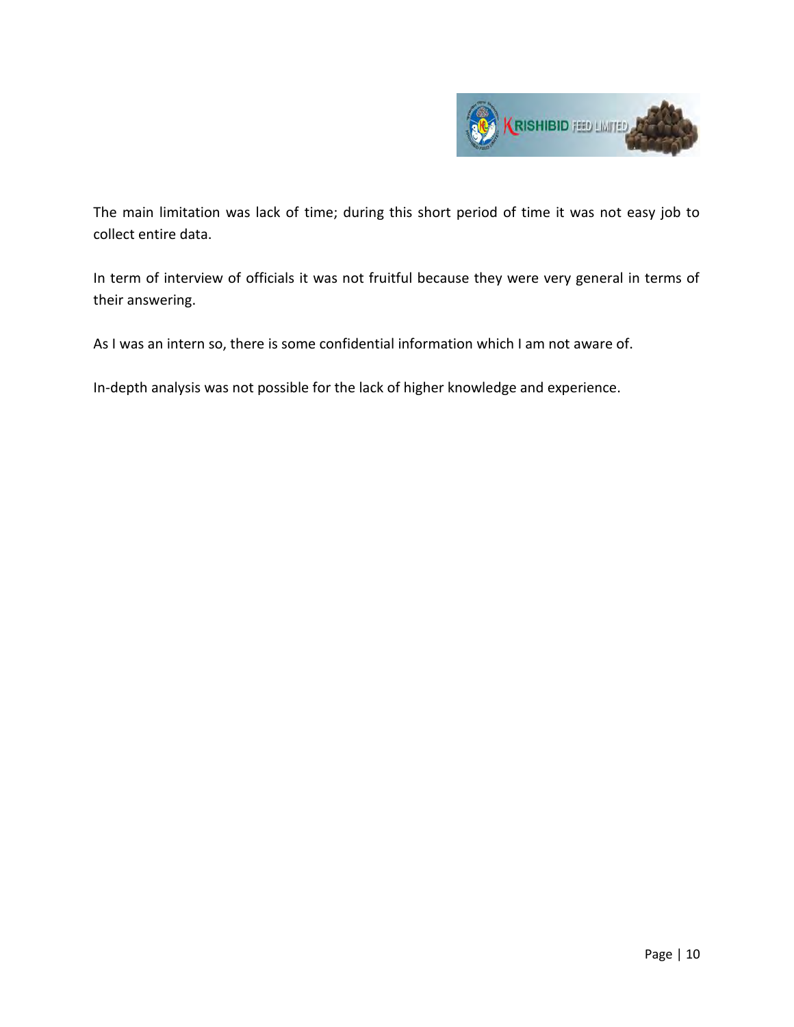The main limitation was lack of time; during this short period of time it was not easy job to collect entire data.

In term of interview of officials it was not fruitful because they were very general in terms of their answering.

As I was an intern so, there is some confidential information which I am not aware of.

In-depth analysis was not possible for the lack of higher knowledge and experience.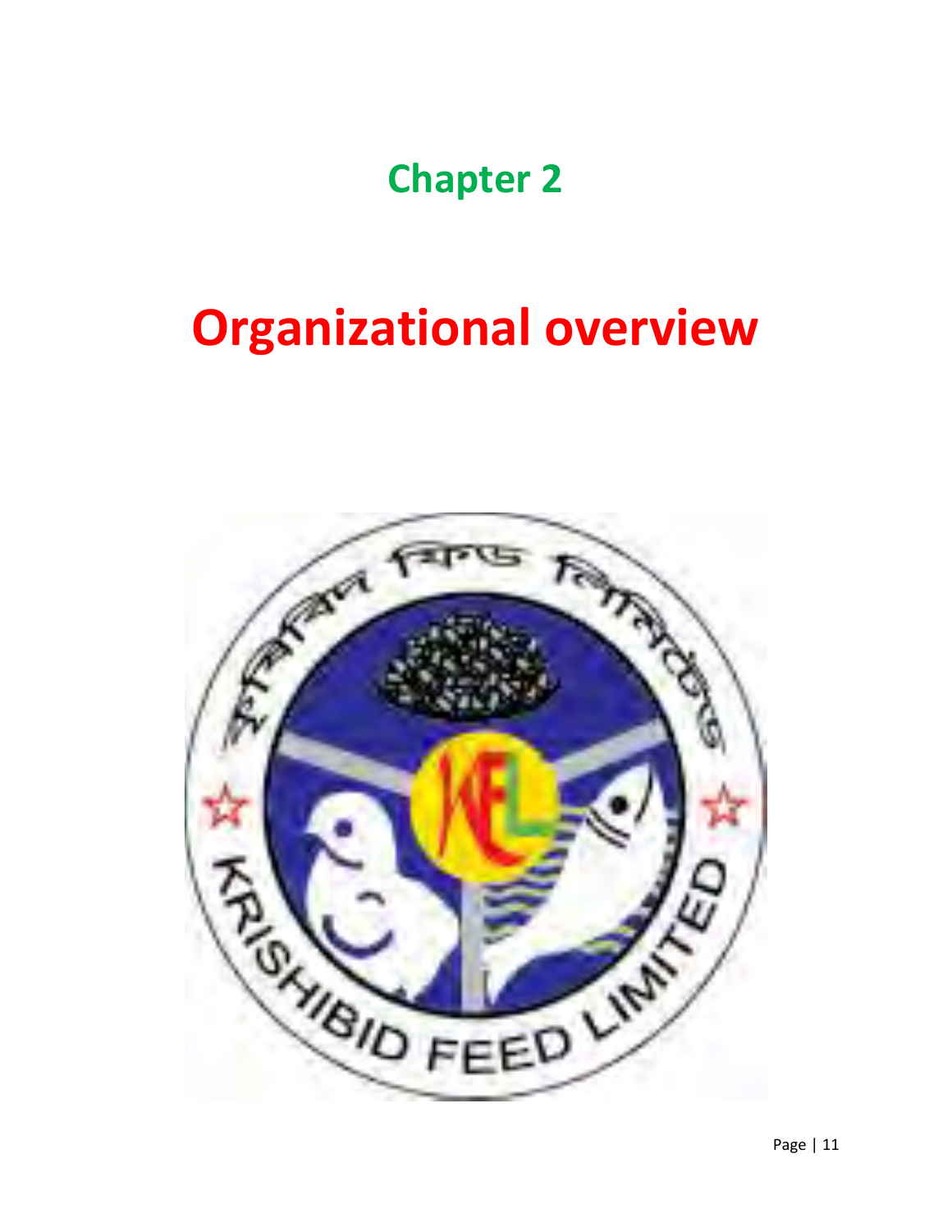# Chapter 2

# Organizational overview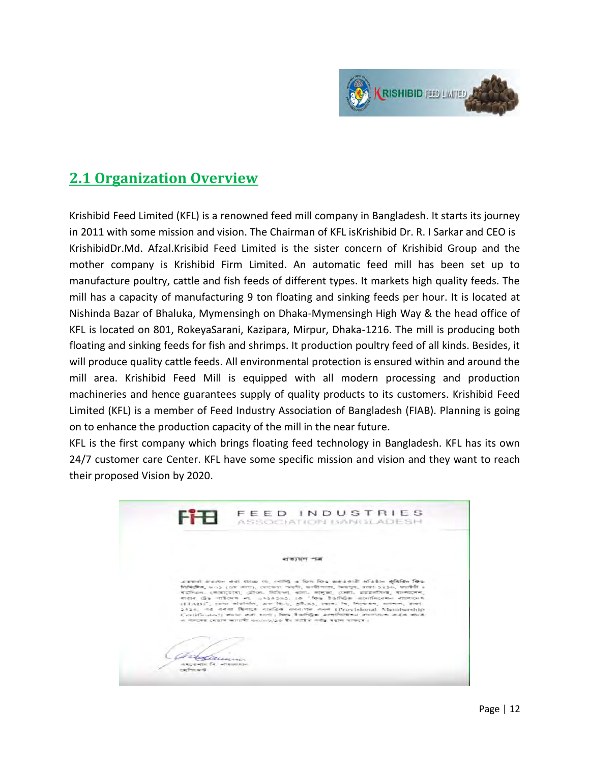## 2.1 Organization Overview

Krishibid Feed Limited (KFL) is a renowned feed mill company in Bangladesh. It starts its journey in 2011 with some mission and vision. The Chairman of KFL isKrishibid Dr. R. I Sarkar and CEO is KrishibidDr.Md. Afzal.Krisibid Feed Limited is the sister concern of Krishibid Group and the mother company is Krishibid Firm Limited. An automatic feed mill has been set up to manufacture poultry, cattle and fish feeds of different types. It markets high quality feeds. The mill has a capacity of manufacturing 9 ton floating and sinking feeds per hour. It is located at Nishinda Bazar of Bhaluka, Mymensingh on Dhaka-Mymensingh High Way & the head office of KFL is located on 801, RokeyaSarani, Kazipara, Mirpur, Dhaka-1216. The mill is producing both floating and sinking feeds for fish and shrimps. It production poultry feed of all kinds. Besides, it will produce quality cattle feeds. All environmental protection is ensured within and around the mill area. Krishibid Feed Mill is equipped with all modern processing and production machineries and hence guarantees supply of quality products to its customers. Krishibid Feed Limited (KFL) is a member of Feed Industry Association of Bangladesh (FIAB). Planning is going on to enhance the production capacity of the mill in the near future.

KFL is the first company which brings floating feed technology in Bangladesh. KFL has its own 24/7 customer care Center. KFL have some specific mission and vision and they want to reach their proposed Vision by 2020.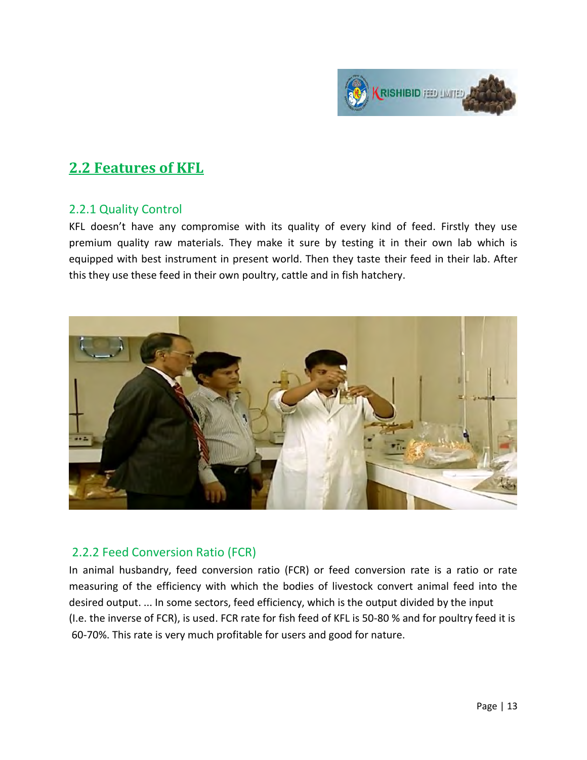## 2.2 Features of KFL

### 2.2.1 Quality Control

KFL doesn't have any compromise with its quality of every kind of feed. Firstly they use premium quality raw materials. They make it sure by testing it in their own lab which is equipped with best instrument in present world. Then they taste their feed in their lab. After this they use these feed in their own poultry, cattle and in fish hatchery.

### 2.2.2 Feed Conversion Ratio (FCR)

In animal husbandry, feed conversion ratio (FCR) or feed conversion rate is a ratio or rate measuring of the efficiency with which the bodies of livestock convert animal feed into the desired output. ... In some sectors, feed efficiency, which is the output divided by the input (I.e. the inverse of FCR), is used. FCR rate for fish feed of KFL is 50-80 % and for poultry feed it is 60-70%. This rate is very much profitable for users and good for nature.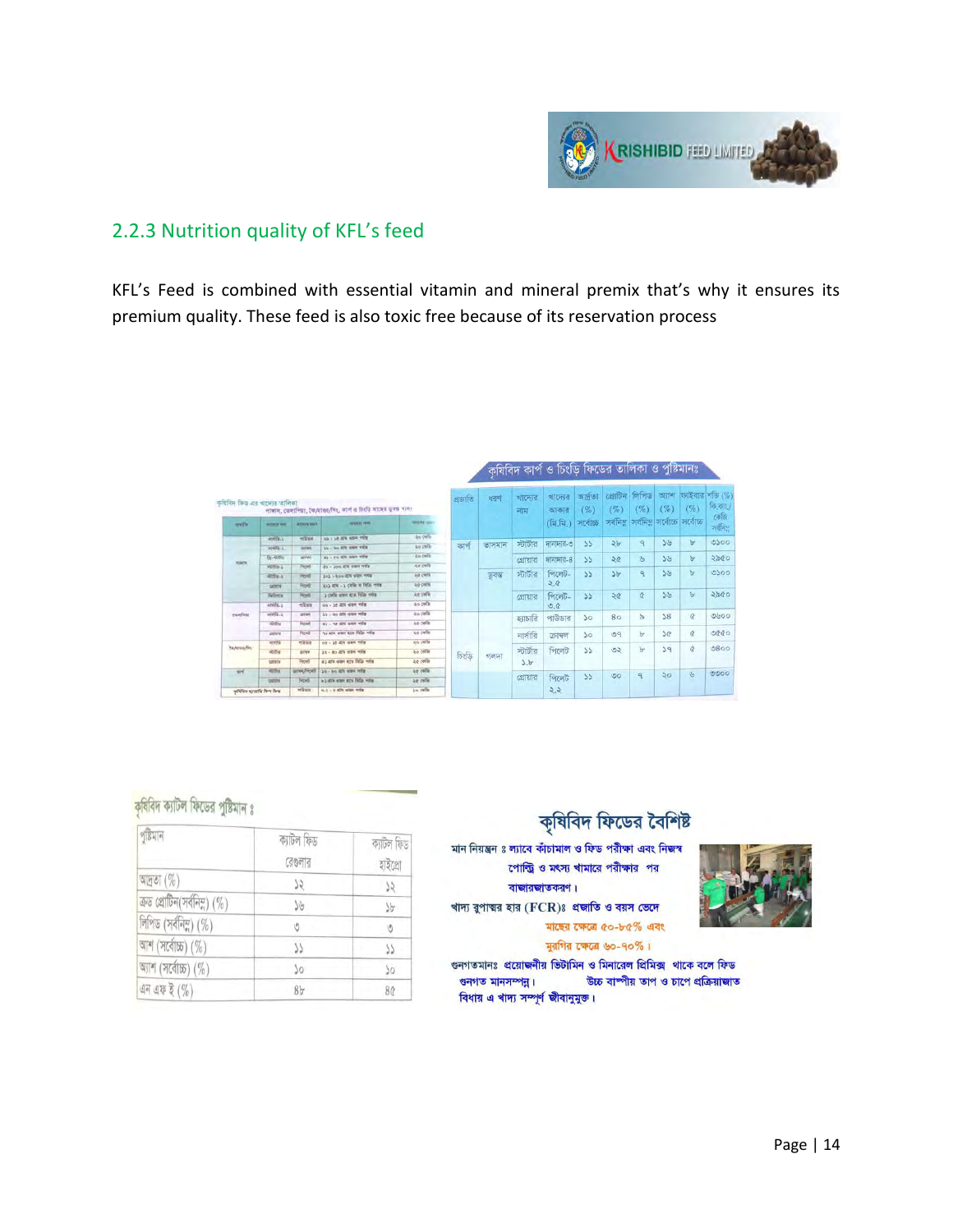## 2.2.3 Nutrition quality of KFL's feed

KFL's Feed is combined with essential vitamin and mineral premix that's why it ensures its premium quality. These feed is also toxic free because of its reservation process

কৃষিবিদ কার্প ও চিংড়ি ফিডের তালিকা ও পুষ্টিমানঃ

| প্রজাতি | ধরণ | খাদ্যের নাম | খাদ্যের আকার (মি.মি.) | আর্দ্রতা (%) সর্বোচ্চ | প্রোটিন (%) সর্বনিম্ন | লিপিড (%) সর্বনিম্ন | অ্যাশ (%) সর্বোচ্চ | ফাইবার (%) সর্বোচ্চ | শক্তি (%) কি.ক্যা./কেজি সর্বনিম্ন |
|---|---|---|---|---|---|---|---|---|---|
| কার্প | ভাসমান | স্টার্টার | দানাদার-৩ | ১১ | ২৮ | ৭ | ১৬ | ৮ | ৩১০০ |
| | | গ্রোয়ার | দানাদার-৪ | ১১ | ২৫ | ৬ | ১৬ | ৮ | ২৯৫০ |
| | ডুবন্ত | স্টার্টার | পিলেট-২.৫ | ১১ | ১৮ | ৭ | ১৬ | ৮ | ৩১০০ |
| | | গ্রোয়ার | পিলেট-৩.৫ | ১১ | ২৫ | ৫ | ১৬ | ৮ | ২৯৫০ |
| চিংড়ি | গলদা | হ্যাচারি | পাউডার | ১০ | ৪০ | ৯ | ১৪ | ৫ | ৩৬০০ |
| | | নার্সারি | ক্রাম্বল | ১০ | ৩৭ | ৮ | ১৫ | ৫ | ৩৫৫০ |
| | | স্টার্টার ১.৮ | পিলেট | ১১ | ৩২ | ৮ | ১৭ | ৫ | ৩৪০০ |
| | | গ্রোয়ার | পিলেট ২.২ | ১১ | ৩০ | ৭ | ২০ | ৬ | ৩৩০০ |

কৃষিবিদ ক্যাটল ফিডের পুষ্টিমান ঃ

| পুষ্টিমান | ক্যাটল ফিড রেগুলার | ক্যাটল ফিড হাইপ্রো |
|---|---|---|
| আদ্রতা (%) | ১২ | ১২ |
| ক্রুড প্রোটিন(সর্বনিম্ন) (%) | ১৬ | ১৮ |
| লিপিড (সর্বনিম্ন) (%) | ৩ | ৩ |
| আঁশ (সর্বোচ্চ) (%) | ১১ | ১১ |
| অ্যাশ (সর্বোচ্চ) (%) | ১০ | ১০ |
| এন এফ ই (%) | ৪৮ | ৪৫ |

### কৃষিবিদ ফিডের বৈশিষ্ট

মান নিয়ন্ত্রন ঃ ল্যাবে কাঁচামাল ও ফিড পরীক্ষা এবং নিজস্ব পোল্ট্রি ও মৎস্য খামারে পরীক্ষার পর বাজারজাতকরণ।

খাদ্য রুপান্তর হার (FCR)ঃ প্রজাতি ও বয়স ভেদে মাছের ক্ষেত্রে ৫০-৮৫% এবং মুরগির ক্ষেত্রে ৬০-৭০%।

গুনগতমানঃ প্রয়োজনীয় ভিটামিন ও মিনারেল প্রিমিক্স থাকে বলে ফিড গুনগত মানসম্পন্ন। উচ্চ বাষ্পীয় তাপ ও চাপে প্রক্রিয়াজাত বিধায় এ খাদ্য সম্পূর্ণ জীবানুমুক্ত।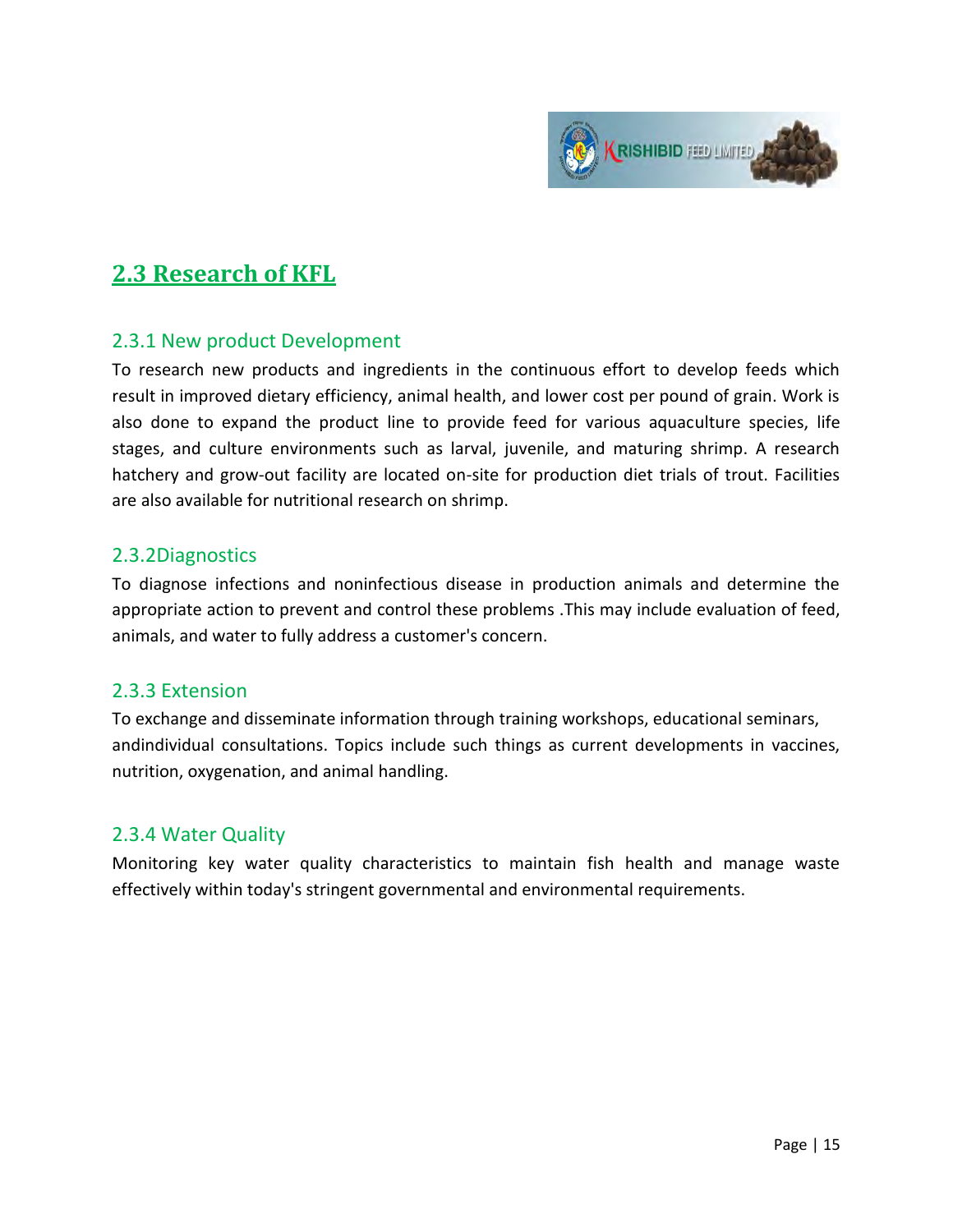## 2.3 Research of KFL

### 2.3.1 New product Development

To research new products and ingredients in the continuous effort to develop feeds which result in improved dietary efficiency, animal health, and lower cost per pound of grain. Work is also done to expand the product line to provide feed for various aquaculture species, life stages, and culture environments such as larval, juvenile, and maturing shrimp. A research hatchery and grow-out facility are located on-site for production diet trials of trout. Facilities are also available for nutritional research on shrimp.

### 2.3.2Diagnostics

To diagnose infections and noninfectious disease in production animals and determine the appropriate action to prevent and control these problems .This may include evaluation of feed, animals, and water to fully address a customer's concern.

### 2.3.3 Extension

To exchange and disseminate information through training workshops, educational seminars, andindividual consultations. Topics include such things as current developments in vaccines, nutrition, oxygenation, and animal handling.

### 2.3.4 Water Quality

Monitoring key water quality characteristics to maintain fish health and manage waste effectively within today's stringent governmental and environmental requirements.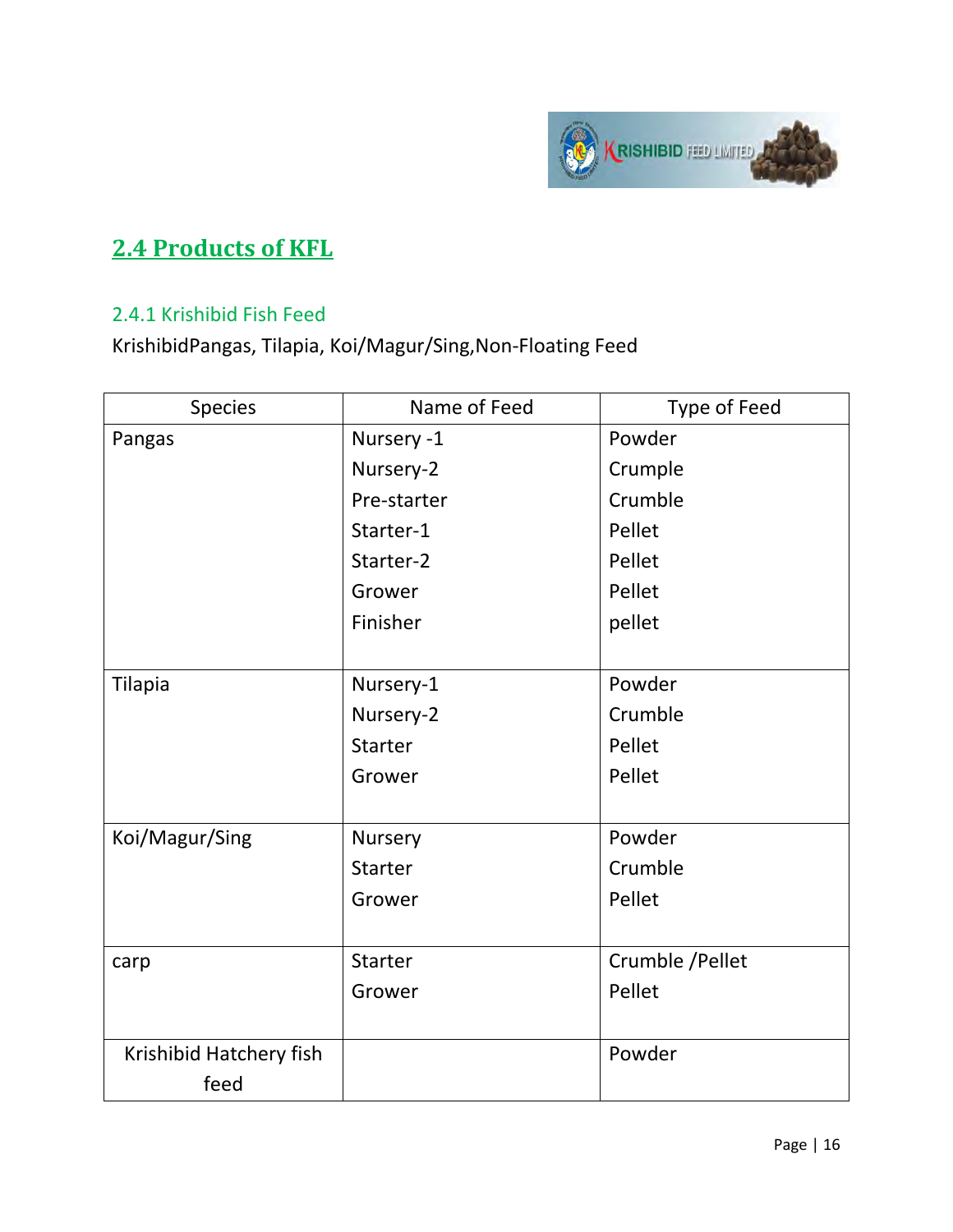## 2.4 Products of KFL

### 2.4.1 Krishibid Fish Feed

KrishibidPangas, Tilapia, Koi/Magur/Sing,Non-Floating Feed

| Species | Name of Feed | Type of Feed |
|---|---|---|
| Pangas | Nursery -1<br>Nursery-2<br>Pre-starter<br>Starter-1<br>Starter-2<br>Grower<br>Finisher | Powder<br>Crumple<br>Crumble<br>Pellet<br>Pellet<br>Pellet<br>pellet |
| Tilapia | Nursery-1<br>Nursery-2<br>Starter<br>Grower | Powder<br>Crumble<br>Pellet<br>Pellet |
| Koi/Magur/Sing | Nursery<br>Starter<br>Grower | Powder<br>Crumble<br>Pellet |
| carp | Starter<br>Grower | Crumble /Pellet<br>Pellet |
| Krishibid Hatchery fish feed | | Powder |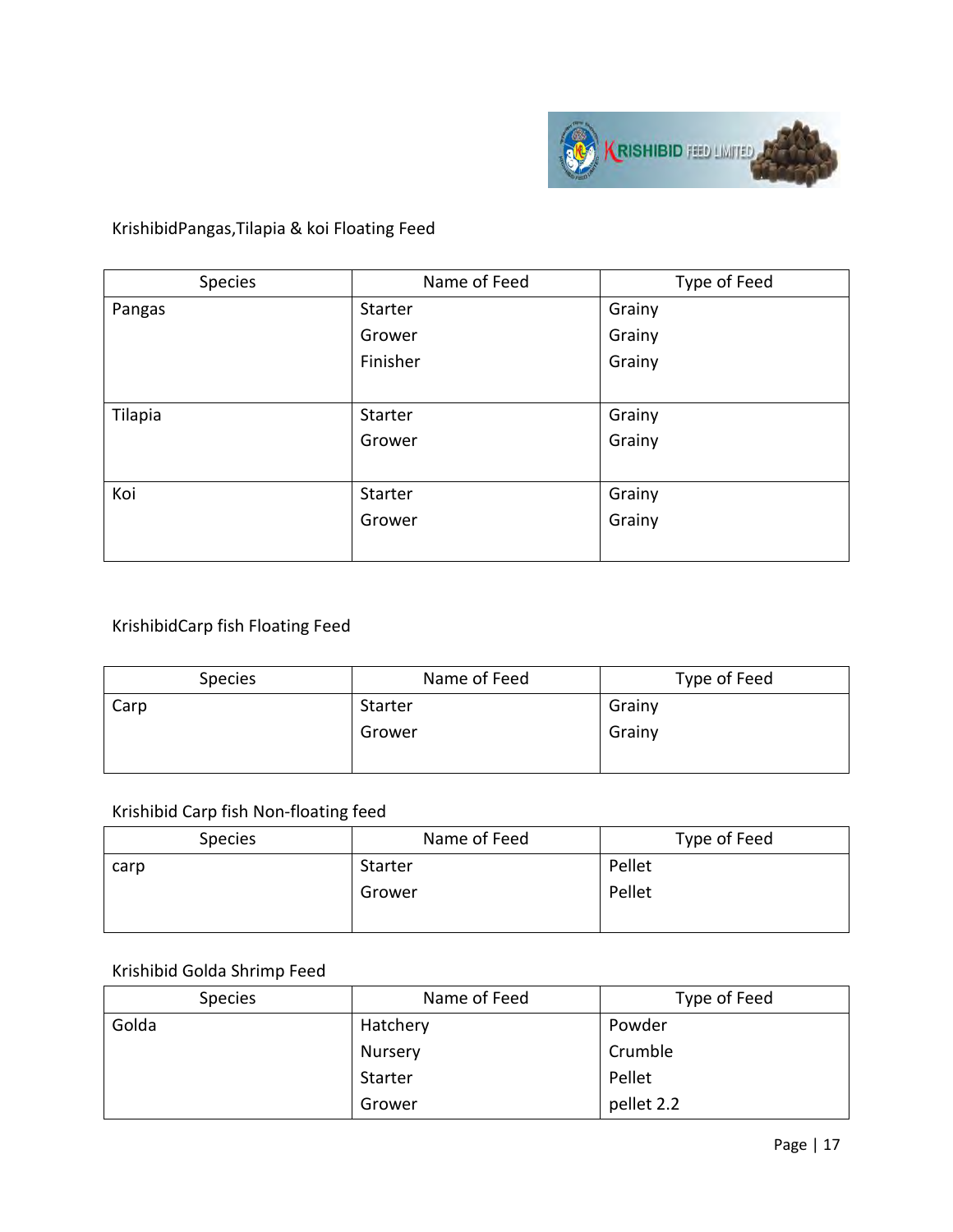KrishibidPangas,Tilapia & koi Floating Feed

| Species | Name of Feed | Type of Feed |
|---|---|---|
| Pangas | Starter | Grainy |
| | Grower | Grainy |
| | Finisher | Grainy |
| Tilapia | Starter | Grainy |
| | Grower | Grainy |
| Koi | Starter | Grainy |
| | Grower | Grainy |

KrishibidCarp fish Floating Feed

| Species | Name of Feed | Type of Feed |
|---|---|---|
| Carp | Starter | Grainy |
| | Grower | Grainy |

Krishibid Carp fish Non-floating feed

| Species | Name of Feed | Type of Feed |
|---|---|---|
| carp | Starter | Pellet |
| | Grower | Pellet |

Krishibid Golda Shrimp Feed

| Species | Name of Feed | Type of Feed |
|---|---|---|
| Golda | Hatchery | Powder |
| | Nursery | Crumble |
| | Starter | Pellet |
| | Grower | pellet 2.2 |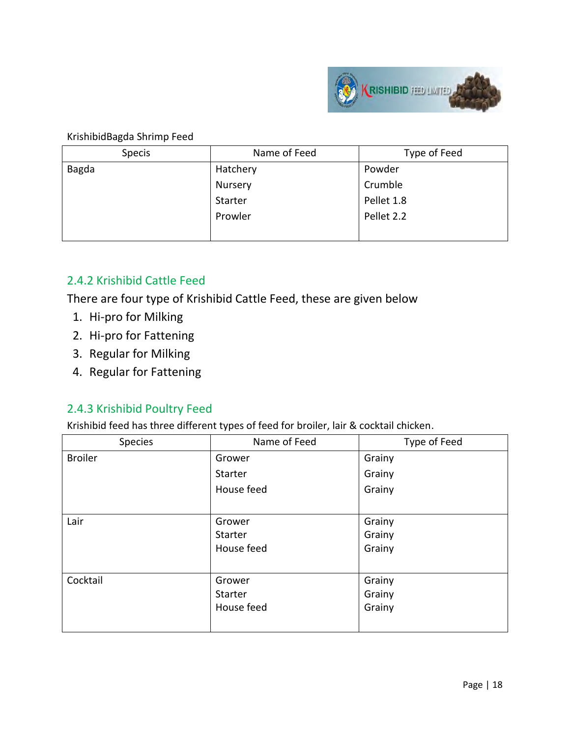KrishibidBagda Shrimp Feed

| Specis | Name of Feed | Type of Feed |
|---|---|---|
| Bagda | Hatchery<br>Nursery<br>Starter<br>Prowler | Powder<br>Crumble<br>Pellet 1.8<br>Pellet 2.2 |

### 2.4.2 Krishibid Cattle Feed

There are four type of Krishibid Cattle Feed, these are given below

1. Hi-pro for Milking
2. Hi-pro for Fattening
3. Regular for Milking
4. Regular for Fattening

### 2.4.3 Krishibid Poultry Feed

Krishibid feed has three different types of feed for broiler, lair & cocktail chicken.

| Species | Name of Feed | Type of Feed |
|---|---|---|
| Broiler | Grower<br>Starter<br>House feed | Grainy<br>Grainy<br>Grainy |
| Lair | Grower<br>Starter<br>House feed | Grainy<br>Grainy<br>Grainy |
| Cocktail | Grower<br>Starter<br>House feed | Grainy<br>Grainy<br>Grainy |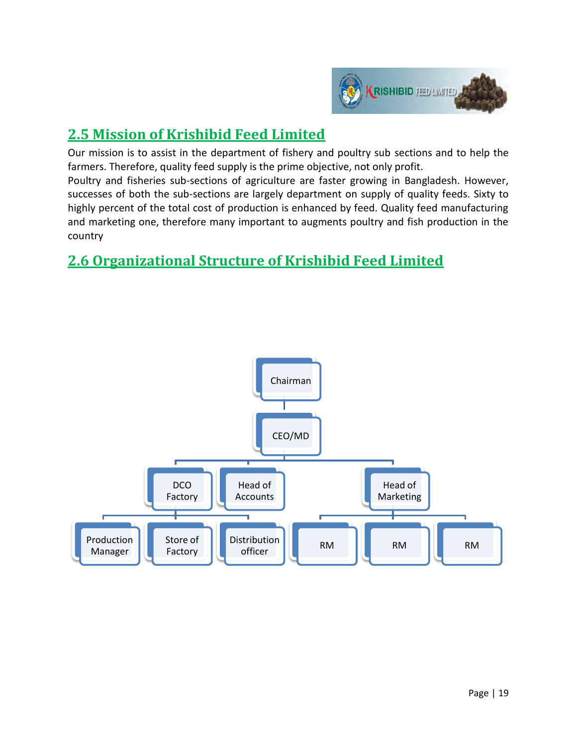## 2.5 Mission of Krishibid Feed Limited

Our mission is to assist in the department of fishery and poultry sub sections and to help the farmers. Therefore, quality feed supply is the prime objective, not only profit.

Poultry and fisheries sub-sections of agriculture are faster growing in Bangladesh. However, successes of both the sub-sections are largely department on supply of quality feeds. Sixty to highly percent of the total cost of production is enhanced by feed. Quality feed manufacturing and marketing one, therefore many important to augments poultry and fish production in the country

## 2.6 Organizational Structure of Krishibid Feed Limited

- Chairman
  - CEO/MD
    - DCO Factory
      - Production Manager
      - Store of Factory
      - Distribution officer
    - Head of Accounts
    - Head of Marketing
      - RM
      - RM
      - RM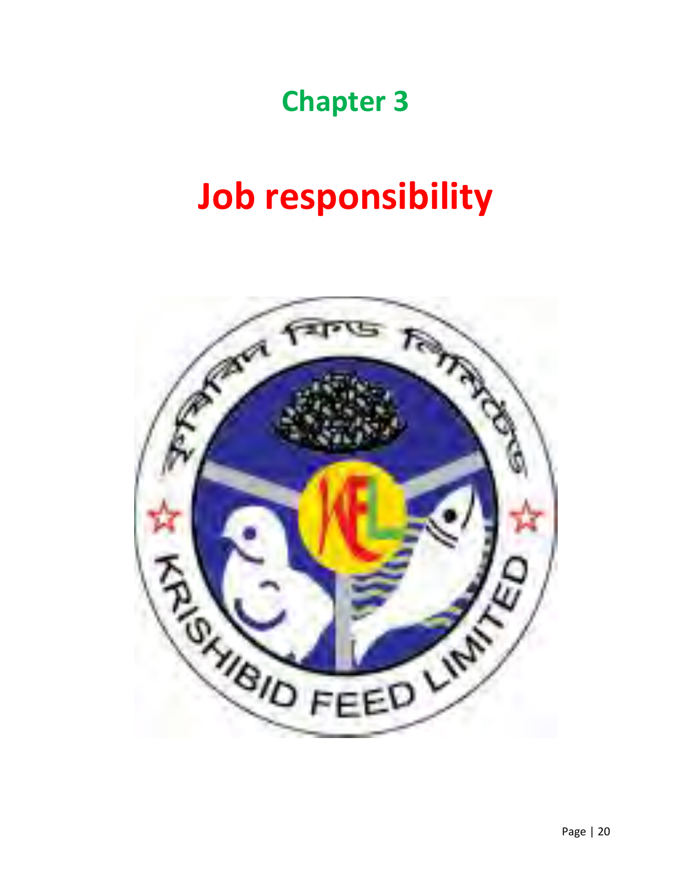# Chapter 3

# Job responsibility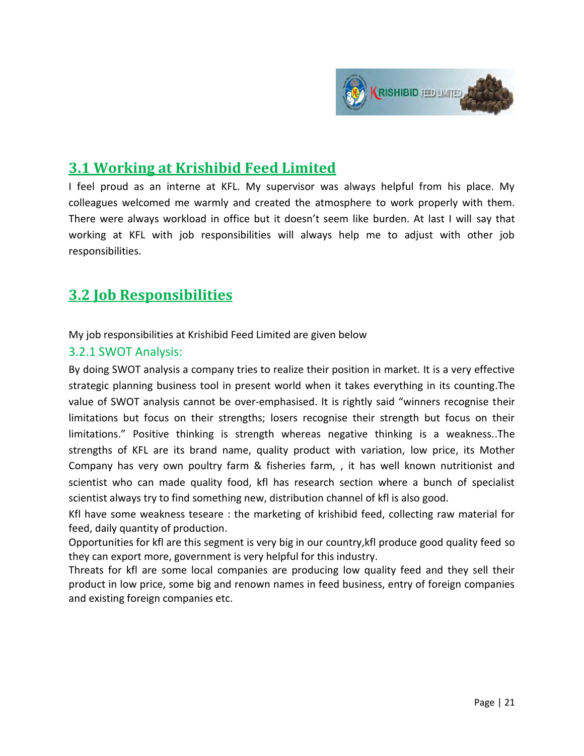## 3.1 Working at Krishibid Feed Limited

I feel proud as an interne at KFL. My supervisor was always helpful from his place. My colleagues welcomed me warmly and created the atmosphere to work properly with them. There were always workload in office but it doesn't seem like burden. At last I will say that working at KFL with job responsibilities will always help me to adjust with other job responsibilities.

## 3.2 Job Responsibilities

My job responsibilities at Krishibid Feed Limited are given below

### 3.2.1 SWOT Analysis:

By doing SWOT analysis a company tries to realize their position in market. It is a very effective strategic planning business tool in present world when it takes everything in its counting.The value of SWOT analysis cannot be over-emphasised. It is rightly said "winners recognise their limitations but focus on their strengths; losers recognise their strength but focus on their limitations." Positive thinking is strength whereas negative thinking is a weakness..The strengths of KFL are its brand name, quality product with variation, low price, its Mother Company has very own poultry farm & fisheries farm, , it has well known nutritionist and scientist who can made quality food, kfl has research section where a bunch of specialist scientist always try to find something new, distribution channel of kfl is also good.

Kfl have some weakness teseare : the marketing of krishibid feed, collecting raw material for feed, daily quantity of production.

Opportunities for kfl are this segment is very big in our country,kfl produce good quality feed so they can export more, government is very helpful for this industry.

Threats for kfl are some local companies are producing low quality feed and they sell their product in low price, some big and renown names in feed business, entry of foreign companies and existing foreign companies etc.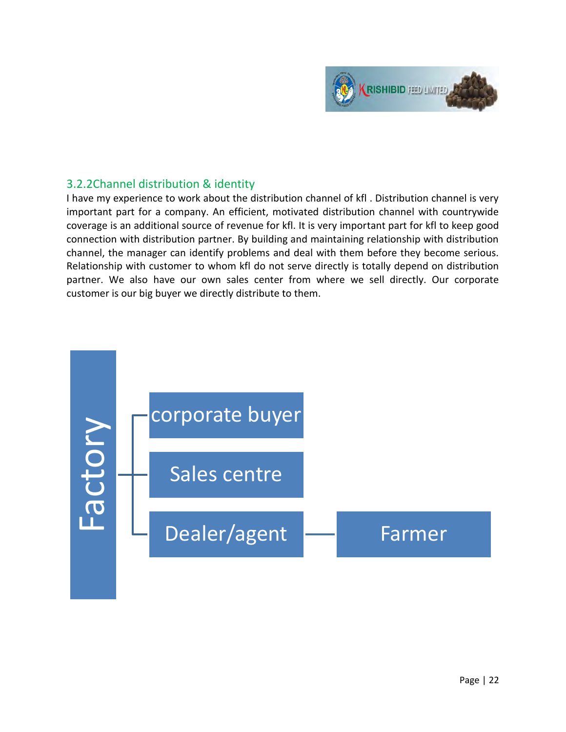### 3.2.2Channel distribution & identity

I have my experience to work about the distribution channel of kfl . Distribution channel is very important part for a company. An efficient, motivated distribution channel with countrywide coverage is an additional source of revenue for kfl. It is very important part for kfl to keep good connection with distribution partner. By building and maintaining relationship with distribution channel, the manager can identify problems and deal with them before they become serious. Relationship with customer to whom kfl do not serve directly is totally depend on distribution partner. We also have our own sales center from where we sell directly. Our corporate customer is our big buyer we directly distribute to them.

Factory

- corporate buyer
- Sales centre
- Dealer/agent — Farmer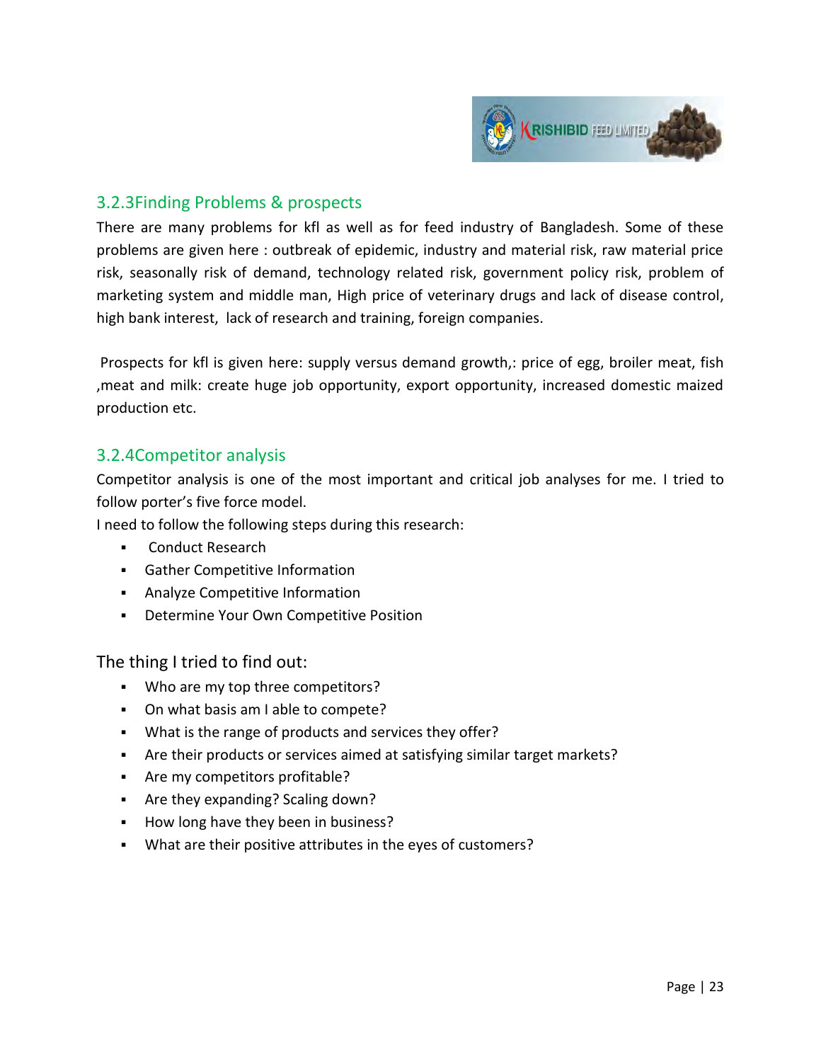### 3.2.3Finding Problems & prospects

There are many problems for kfl as well as for feed industry of Bangladesh. Some of these problems are given here : outbreak of epidemic, industry and material risk, raw material price risk, seasonally risk of demand, technology related risk, government policy risk, problem of marketing system and middle man, High price of veterinary drugs and lack of disease control, high bank interest, lack of research and training, foreign companies.

Prospects for kfl is given here: supply versus demand growth,: price of egg, broiler meat, fish ,meat and milk: create huge job opportunity, export opportunity, increased domestic maized production etc.

### 3.2.4Competitor analysis

Competitor analysis is one of the most important and critical job analyses for me. I tried to follow porter's five force model.

I need to follow the following steps during this research:

- Conduct Research
- Gather Competitive Information
- Analyze Competitive Information
- Determine Your Own Competitive Position

The thing I tried to find out:

- Who are my top three competitors?
- On what basis am I able to compete?
- What is the range of products and services they offer?
- Are their products or services aimed at satisfying similar target markets?
- Are my competitors profitable?
- Are they expanding? Scaling down?
- How long have they been in business?
- What are their positive attributes in the eyes of customers?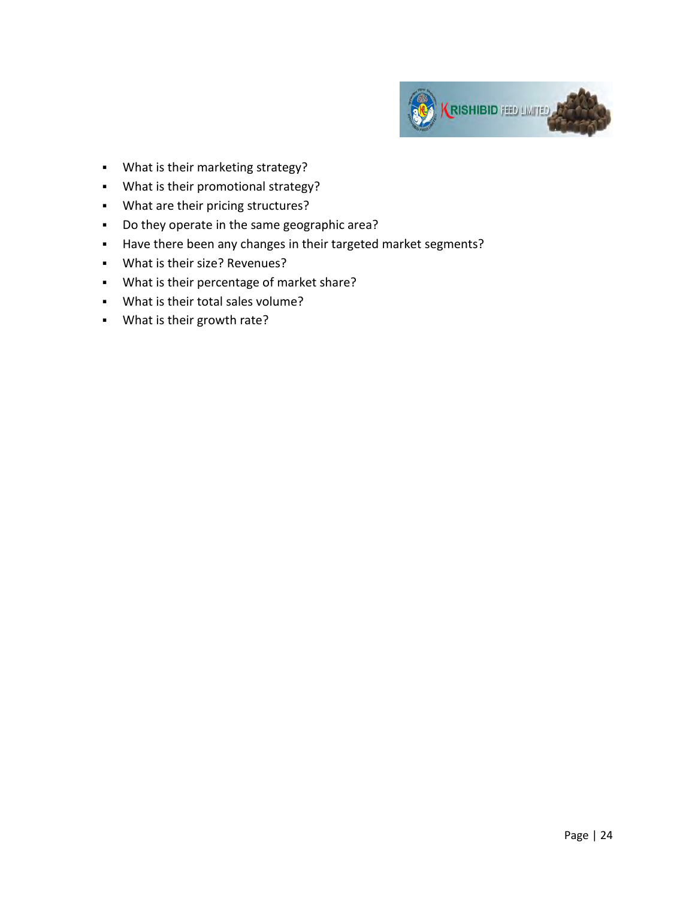- What is their marketing strategy?
- What is their promotional strategy?
- What are their pricing structures?
- Do they operate in the same geographic area?
- Have there been any changes in their targeted market segments?
- What is their size? Revenues?
- What is their percentage of market share?
- What is their total sales volume?
- What is their growth rate?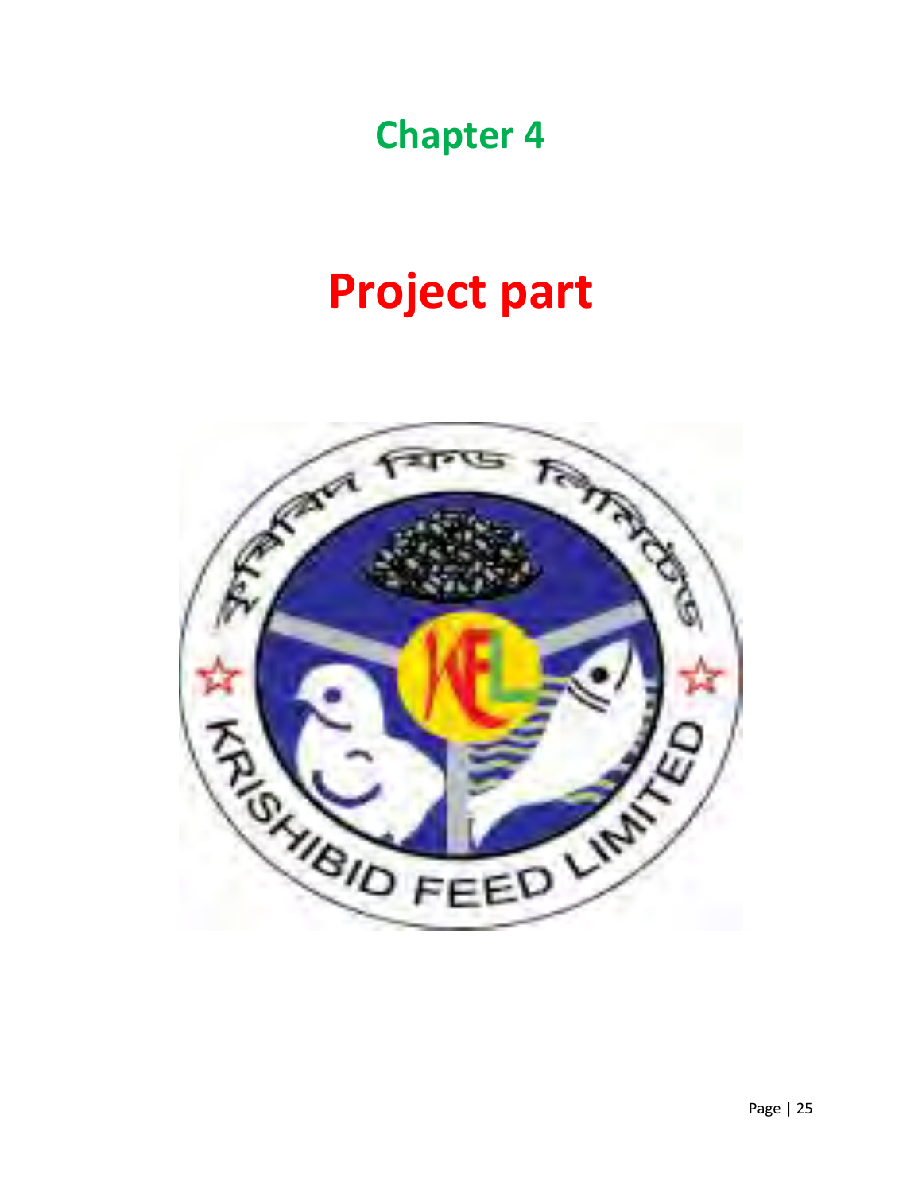# Chapter 4

# Project part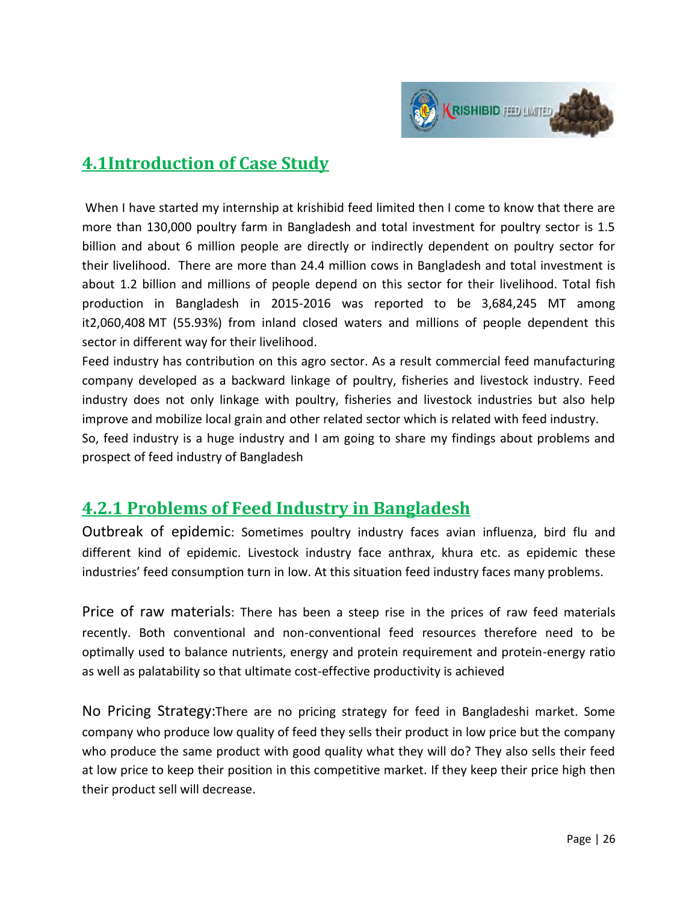## 4.1Introduction of Case Study

When I have started my internship at krishibid feed limited then I come to know that there are more than 130,000 poultry farm in Bangladesh and total investment for poultry sector is 1.5 billion and about 6 million people are directly or indirectly dependent on poultry sector for their livelihood. There are more than 24.4 million cows in Bangladesh and total investment is about 1.2 billion and millions of people depend on this sector for their livelihood. Total fish production in Bangladesh in 2015-2016 was reported to be 3,684,245 MT among it2,060,408 MT (55.93%) from inland closed waters and millions of people dependent this sector in different way for their livelihood.

Feed industry has contribution on this agro sector. As a result commercial feed manufacturing company developed as a backward linkage of poultry, fisheries and livestock industry. Feed industry does not only linkage with poultry, fisheries and livestock industries but also help improve and mobilize local grain and other related sector which is related with feed industry.

So, feed industry is a huge industry and I am going to share my findings about problems and prospect of feed industry of Bangladesh

## 4.2.1 Problems of Feed Industry in Bangladesh

Outbreak of epidemic: Sometimes poultry industry faces avian influenza, bird flu and different kind of epidemic. Livestock industry face anthrax, khura etc. as epidemic these industries' feed consumption turn in low. At this situation feed industry faces many problems.

Price of raw materials: There has been a steep rise in the prices of raw feed materials recently. Both conventional and non-conventional feed resources therefore need to be optimally used to balance nutrients, energy and protein requirement and protein-energy ratio as well as palatability so that ultimate cost-effective productivity is achieved

No Pricing Strategy:There are no pricing strategy for feed in Bangladeshi market. Some company who produce low quality of feed they sells their product in low price but the company who produce the same product with good quality what they will do? They also sells their feed at low price to keep their position in this competitive market. If they keep their price high then their product sell will decrease.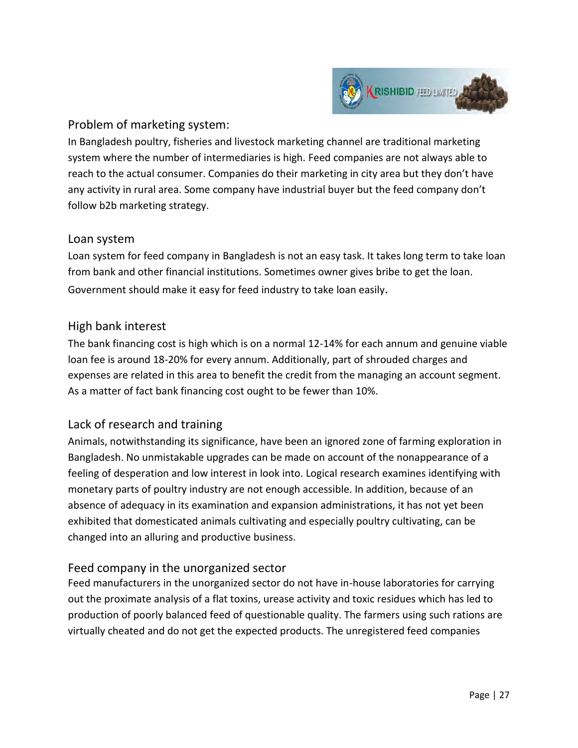## Problem of marketing system:

In Bangladesh poultry, fisheries and livestock marketing channel are traditional marketing system where the number of intermediaries is high. Feed companies are not always able to reach to the actual consumer. Companies do their marketing in city area but they don't have any activity in rural area. Some company have industrial buyer but the feed company don't follow b2b marketing strategy.

## Loan system

Loan system for feed company in Bangladesh is not an easy task. It takes long term to take loan from bank and other financial institutions. Sometimes owner gives bribe to get the loan. Government should make it easy for feed industry to take loan easily.

## High bank interest

The bank financing cost is high which is on a normal 12-14% for each annum and genuine viable loan fee is around 18-20% for every annum. Additionally, part of shrouded charges and expenses are related in this area to benefit the credit from the managing an account segment. As a matter of fact bank financing cost ought to be fewer than 10%.

## Lack of research and training

Animals, notwithstanding its significance, have been an ignored zone of farming exploration in Bangladesh. No unmistakable upgrades can be made on account of the nonappearance of a feeling of desperation and low interest in look into. Logical research examines identifying with monetary parts of poultry industry are not enough accessible. In addition, because of an absence of adequacy in its examination and expansion administrations, it has not yet been exhibited that domesticated animals cultivating and especially poultry cultivating, can be changed into an alluring and productive business.

## Feed company in the unorganized sector

Feed manufacturers in the unorganized sector do not have in-house laboratories for carrying out the proximate analysis of a flat toxins, urease activity and toxic residues which has led to production of poorly balanced feed of questionable quality. The farmers using such rations are virtually cheated and do not get the expected products. The unregistered feed companies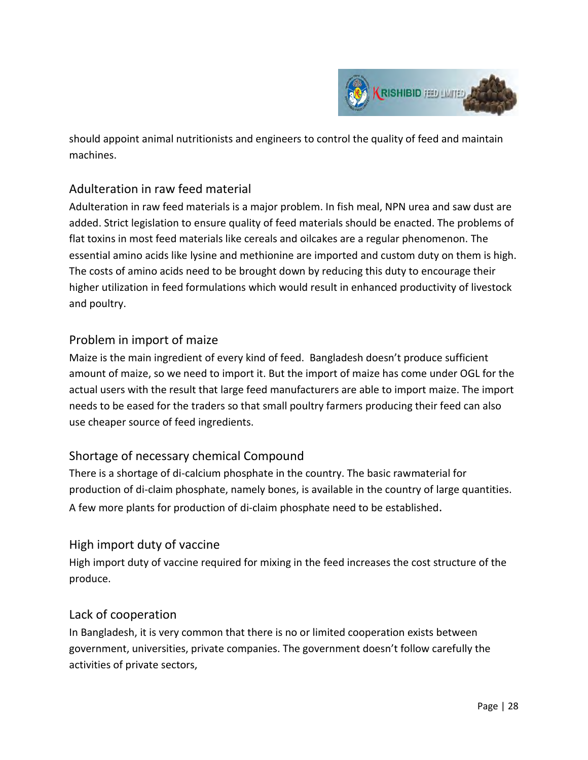should appoint animal nutritionists and engineers to control the quality of feed and maintain machines.

## Adulteration in raw feed material

Adulteration in raw feed materials is a major problem. In fish meal, NPN urea and saw dust are added. Strict legislation to ensure quality of feed materials should be enacted. The problems of flat toxins in most feed materials like cereals and oilcakes are a regular phenomenon. The essential amino acids like lysine and methionine are imported and custom duty on them is high. The costs of amino acids need to be brought down by reducing this duty to encourage their higher utilization in feed formulations which would result in enhanced productivity of livestock and poultry.

## Problem in import of maize

Maize is the main ingredient of every kind of feed. Bangladesh doesn't produce sufficient amount of maize, so we need to import it. But the import of maize has come under OGL for the actual users with the result that large feed manufacturers are able to import maize. The import needs to be eased for the traders so that small poultry farmers producing their feed can also use cheaper source of feed ingredients.

## Shortage of necessary chemical Compound

There is a shortage of di-calcium phosphate in the country. The basic rawmaterial for production of di-claim phosphate, namely bones, is available in the country of large quantities. A few more plants for production of di-claim phosphate need to be established.

## High import duty of vaccine

High import duty of vaccine required for mixing in the feed increases the cost structure of the produce.

## Lack of cooperation

In Bangladesh, it is very common that there is no or limited cooperation exists between government, universities, private companies. The government doesn't follow carefully the activities of private sectors,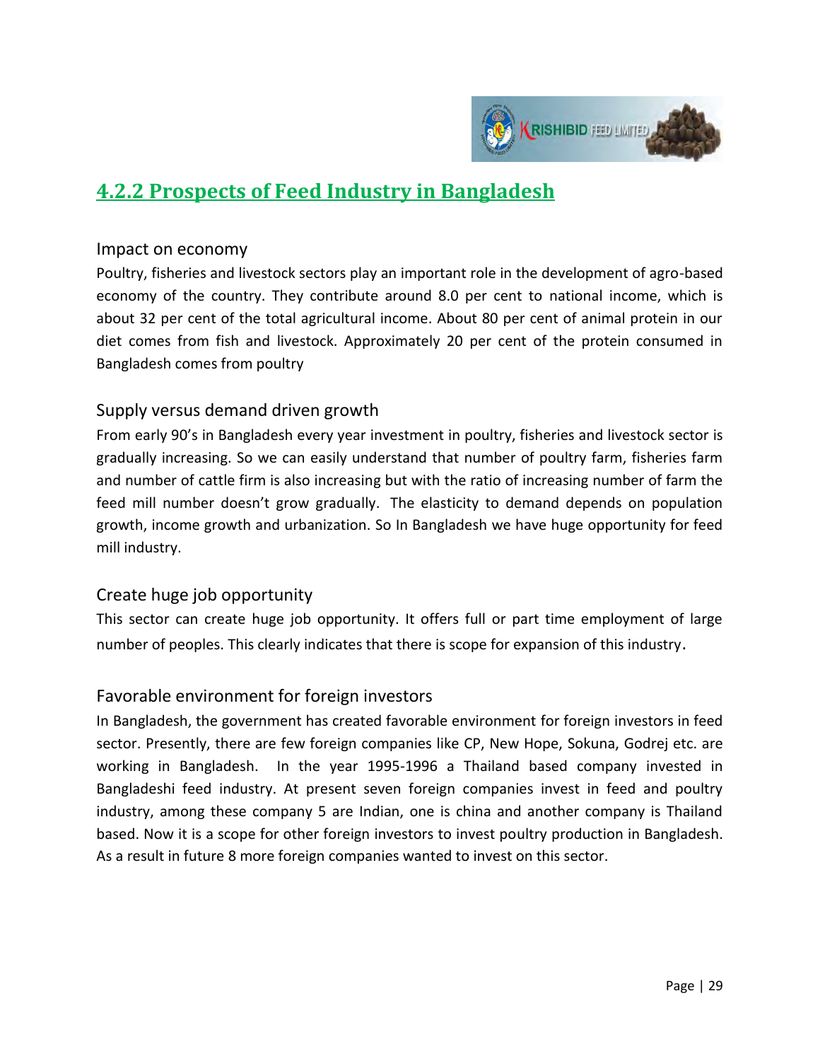## 4.2.2 Prospects of Feed Industry in Bangladesh

### Impact on economy

Poultry, fisheries and livestock sectors play an important role in the development of agro-based economy of the country. They contribute around 8.0 per cent to national income, which is about 32 per cent of the total agricultural income. About 80 per cent of animal protein in our diet comes from fish and livestock. Approximately 20 per cent of the protein consumed in Bangladesh comes from poultry

### Supply versus demand driven growth

From early 90's in Bangladesh every year investment in poultry, fisheries and livestock sector is gradually increasing. So we can easily understand that number of poultry farm, fisheries farm and number of cattle firm is also increasing but with the ratio of increasing number of farm the feed mill number doesn't grow gradually. The elasticity to demand depends on population growth, income growth and urbanization. So In Bangladesh we have huge opportunity for feed mill industry.

### Create huge job opportunity

This sector can create huge job opportunity. It offers full or part time employment of large number of peoples. This clearly indicates that there is scope for expansion of this industry.

### Favorable environment for foreign investors

In Bangladesh, the government has created favorable environment for foreign investors in feed sector. Presently, there are few foreign companies like CP, New Hope, Sokuna, Godrej etc. are working in Bangladesh. In the year 1995-1996 a Thailand based company invested in Bangladeshi feed industry. At present seven foreign companies invest in feed and poultry industry, among these company 5 are Indian, one is china and another company is Thailand based. Now it is a scope for other foreign investors to invest poultry production in Bangladesh. As a result in future 8 more foreign companies wanted to invest on this sector.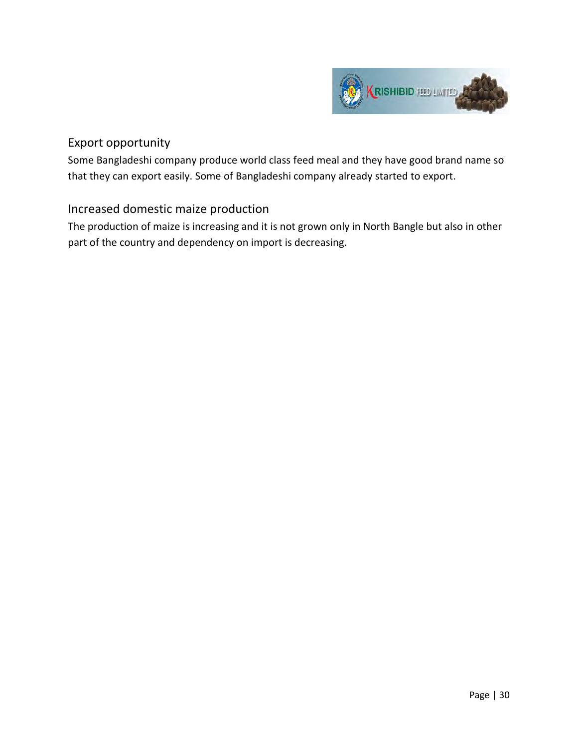## Export opportunity

Some Bangladeshi company produce world class feed meal and they have good brand name so that they can export easily. Some of Bangladeshi company already started to export.

## Increased domestic maize production

The production of maize is increasing and it is not grown only in North Bangle but also in other part of the country and dependency on import is decreasing.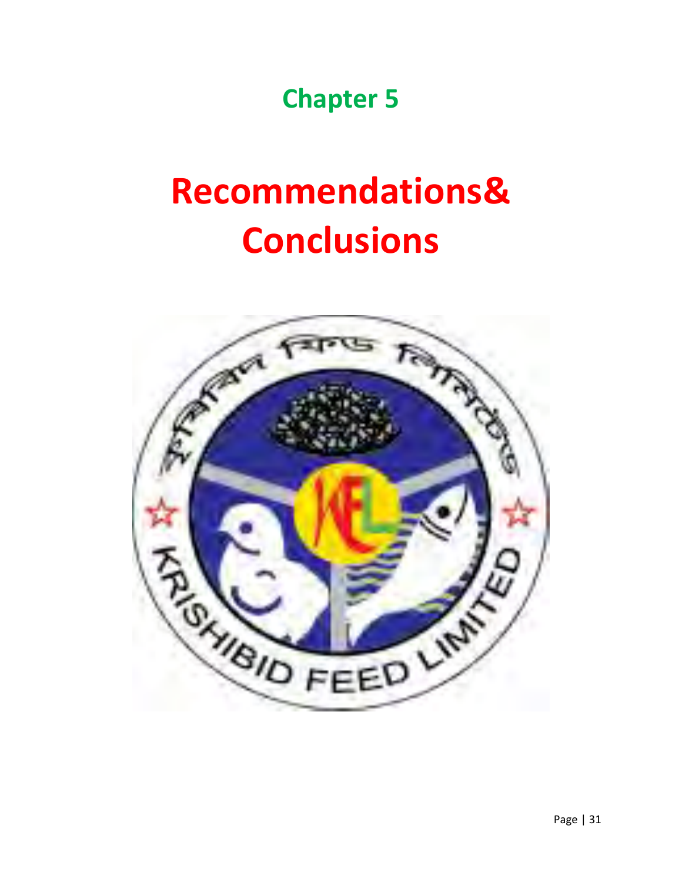# Chapter 5

# Recommendations& Conclusions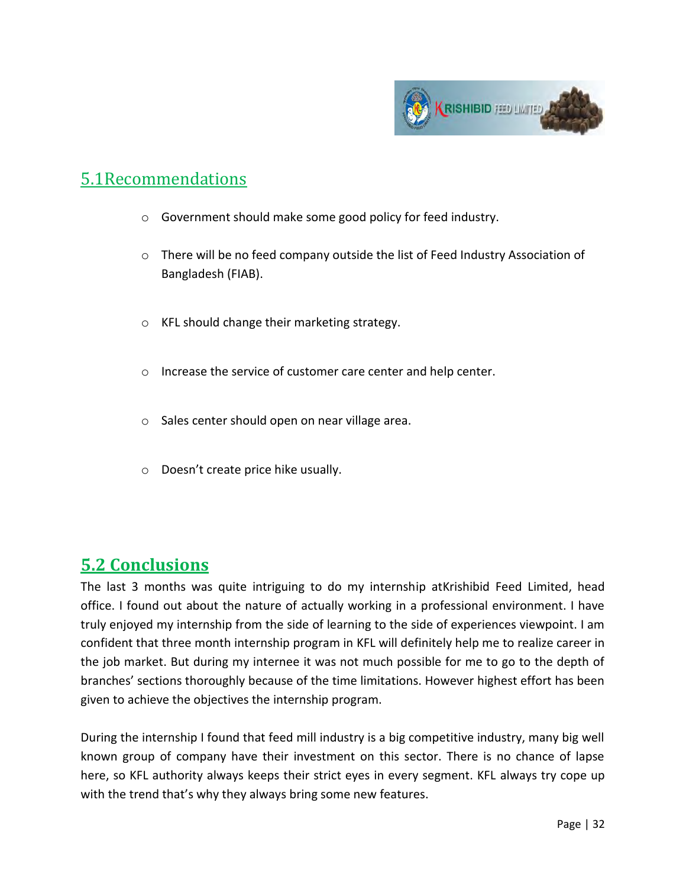## 5.1Recommendations

- Government should make some good policy for feed industry.
- There will be no feed company outside the list of Feed Industry Association of Bangladesh (FIAB).
- KFL should change their marketing strategy.
- Increase the service of customer care center and help center.
- Sales center should open on near village area.
- Doesn't create price hike usually.

## 5.2 Conclusions

The last 3 months was quite intriguing to do my internship atKrishibid Feed Limited, head office. I found out about the nature of actually working in a professional environment. I have truly enjoyed my internship from the side of learning to the side of experiences viewpoint. I am confident that three month internship program in KFL will definitely help me to realize career in the job market. But during my internee it was not much possible for me to go to the depth of branches' sections thoroughly because of the time limitations. However highest effort has been given to achieve the objectives the internship program.

During the internship I found that feed mill industry is a big competitive industry, many big well known group of company have their investment on this sector. There is no chance of lapse here, so KFL authority always keeps their strict eyes in every segment. KFL always try cope up with the trend that's why they always bring some new features.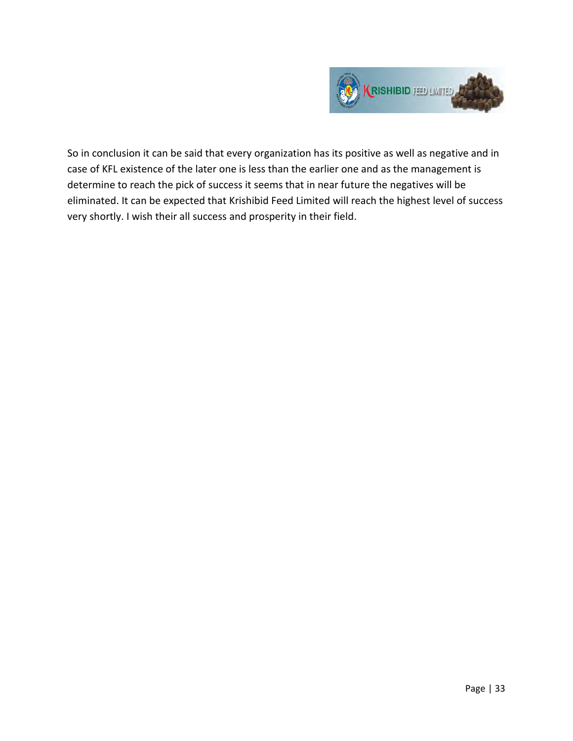So in conclusion it can be said that every organization has its positive as well as negative and in case of KFL existence of the later one is less than the earlier one and as the management is determine to reach the pick of success it seems that in near future the negatives will be eliminated. It can be expected that Krishibid Feed Limited will reach the highest level of success very shortly. I wish their all success and prosperity in their field.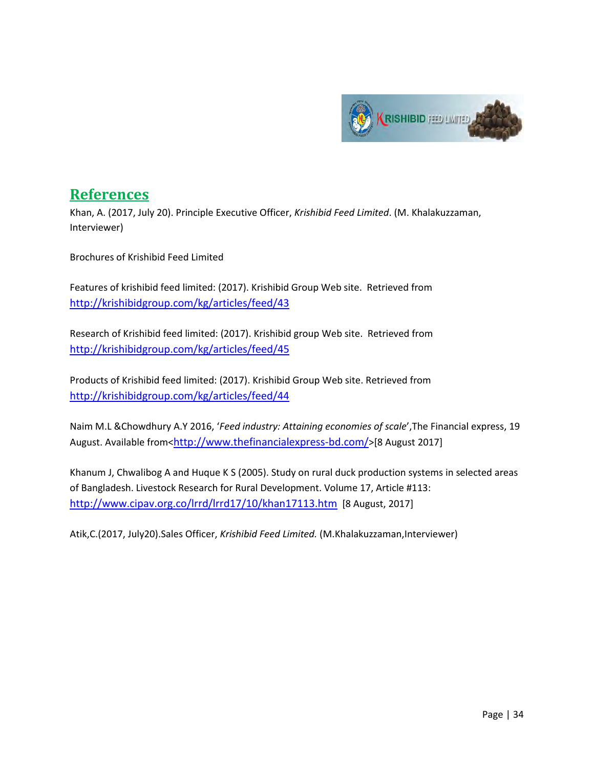# References

Khan, A. (2017, July 20). Principle Executive Officer, *Krishibid Feed Limited*. (M. Khalakuzzaman, Interviewer)

Brochures of Krishibid Feed Limited

Features of krishibid feed limited: (2017). Krishibid Group Web site. Retrieved from http://krishibidgroup.com/kg/articles/feed/43

Research of Krishibid feed limited: (2017). Krishibid group Web site. Retrieved from http://krishibidgroup.com/kg/articles/feed/45

Products of Krishibid feed limited: (2017). Krishibid Group Web site. Retrieved from http://krishibidgroup.com/kg/articles/feed/44

Naim M.L &Chowdhury A.Y 2016, '*Feed industry: Attaining economies of scale*',The Financial express, 19 August. Available from<http://www.thefinancialexpress-bd.com/>[8 August 2017]

Khanum J, Chwalibog A and Huque K S (2005). Study on rural duck production systems in selected areas of Bangladesh. Livestock Research for Rural Development. Volume 17, Article #113: http://www.cipav.org.co/lrrd/lrrd17/10/khan17113.htm [8 August, 2017]

Atik,C.(2017, July20).Sales Officer, *Krishibid Feed Limited.* (M.Khalakuzzaman,Interviewer)